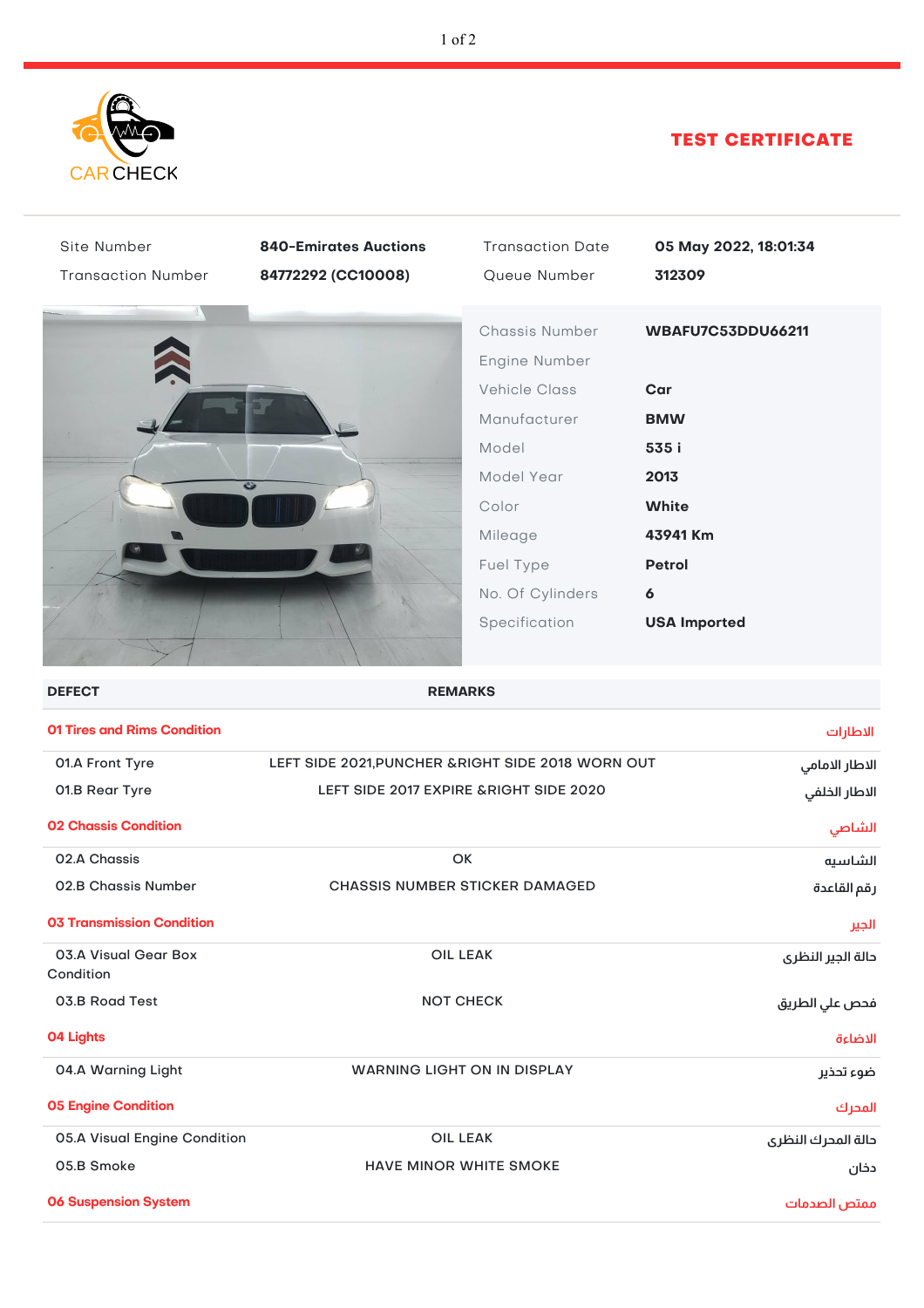CAR CHECK

# TEST CERTIFICATE

| | | | |
|---|---|---|---|
| Site Number | **840-Emirates Auctions** | Transaction Date | **05 May 2022, 18:01:34** |
| Transaction Number | **84772292 (CC10008)** | Queue Number | **312309** |

| | |
|---|---|
| Chassis Number | **WBAFU7C53DDU66211** |
| Engine Number | |
| Vehicle Class | **Car** |
| Manufacturer | **BMW** |
| Model | **535 i** |
| Model Year | **2013** |
| Color | **White** |
| Mileage | **43941 Km** |
| Fuel Type | **Petrol** |
| No. Of Cylinders | **6** |
| Specification | **USA Imported** |

| DEFECT | REMARKS | |
|---|---|---|
| **01 Tires and Rims Condition** | | **الاطارات** |
| 01.A Front Tyre | LEFT SIDE 2021,PUNCHER &RIGHT SIDE 2018 WORN OUT | الاطار الامامي |
| 01.B Rear Tyre | LEFT SIDE 2017 EXPIRE &RIGHT SIDE 2020 | الاطار الخلفي |
| **02 Chassis Condition** | | **الشاصي** |
| 02.A Chassis | OK | الشاسيه |
| 02.B Chassis Number | CHASSIS NUMBER STICKER DAMAGED | رقم القاعدة |
| **03 Transmission Condition** | | **الجير** |
| 03.A Visual Gear Box Condition | OIL LEAK | حالة الجير النظرى |
| 03.B Road Test | NOT CHECK | فحص علي الطريق |
| **04 Lights** | | **الاضاءة** |
| 04.A Warning Light | WARNING LIGHT ON IN DISPLAY | ضوء تحذير |
| **05 Engine Condition** | | **المحرك** |
| 05.A Visual Engine Condition | OIL LEAK | حالة المحرك النظرى |
| 05.B Smoke | HAVE MINOR WHITE SMOKE | دخان |
| **06 Suspension System** | | **ممتص الصدمات** |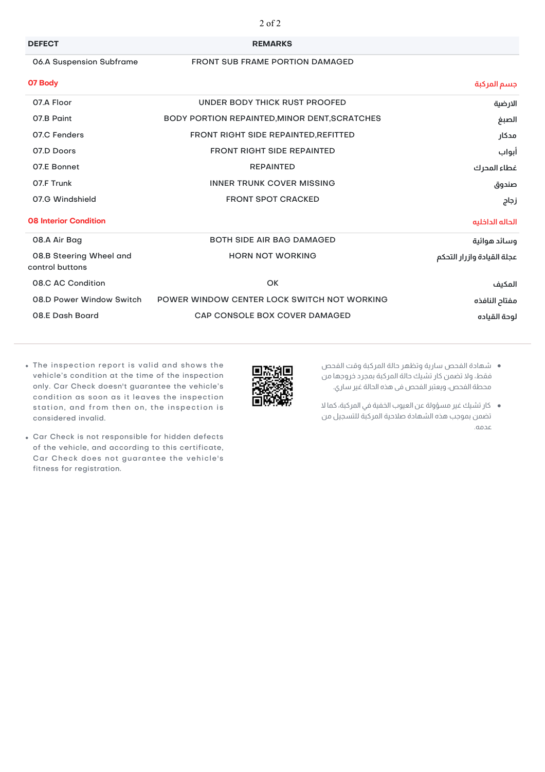| DEFECT | REMARKS | |
|---|---|---|
| 06.A Suspension Subframe | FRONT SUB FRAME PORTION DAMAGED | |

## 07 Body — جسم المركبة

| | | |
|---|---|---|
| 07.A Floor | UNDER BODY THICK RUST PROOFED | الارضية |
| 07.B Paint | BODY PORTION REPAINTED,MINOR DENT,SCRATCHES | الصبغ |
| 07.C Fenders | FRONT RIGHT SIDE REPAINTED,REFITTED | مدكار |
| 07.D Doors | FRONT RIGHT SIDE REPAINTED | أبواب |
| 07.E Bonnet | REPAINTED | غطاء المحرك |
| 07.F Trunk | INNER TRUNK COVER MISSING | صندوق |
| 07.G Windshield | FRONT SPOT CRACKED | زجاج |

## 08 Interior Condition — الحالة الداخلية

| | | |
|---|---|---|
| 08.A Air Bag | BOTH SIDE AIR BAG DAMAGED | وسائد هوائية |
| 08.B Steering Wheel and control buttons | HORN NOT WORKING | عجلة القيادة وازرار التحكم |
| 08.C AC Condition | OK | المكيف |
| 08.D Power Window Switch | POWER WINDOW CENTER LOCK SWITCH NOT WORKING | مفتاح النافذة |
| 08.E Dash Board | CAP CONSOLE BOX COVER DAMAGED | لوحة القياده |

- The inspection report is valid and shows the vehicle's condition at the time of the inspection only. Car Check doesn't guarantee the vehicle's condition as soon as it leaves the inspection station, and from then on, the inspection is considered invalid.
- Car Check is not responsible for hidden defects of the vehicle, and according to this certificate, Car Check does not guarantee the vehicle's fitness for registration.

- شهادة الفحص سارية وتظهر حالة المركبة وقت الفحص فقط، ولا تضمن كار تشيك حالة المركبة بمجرد خروجها من محطة الفحص، ويعتبر الفحص في هذه الحالة غير ساري.
- كار تشيك غير مسؤولة عن العيوب الخفية في المركبة، كما لا تضمن بموجب هذه الشهادة صلاحية المركبة للتسجيل من عدمه.